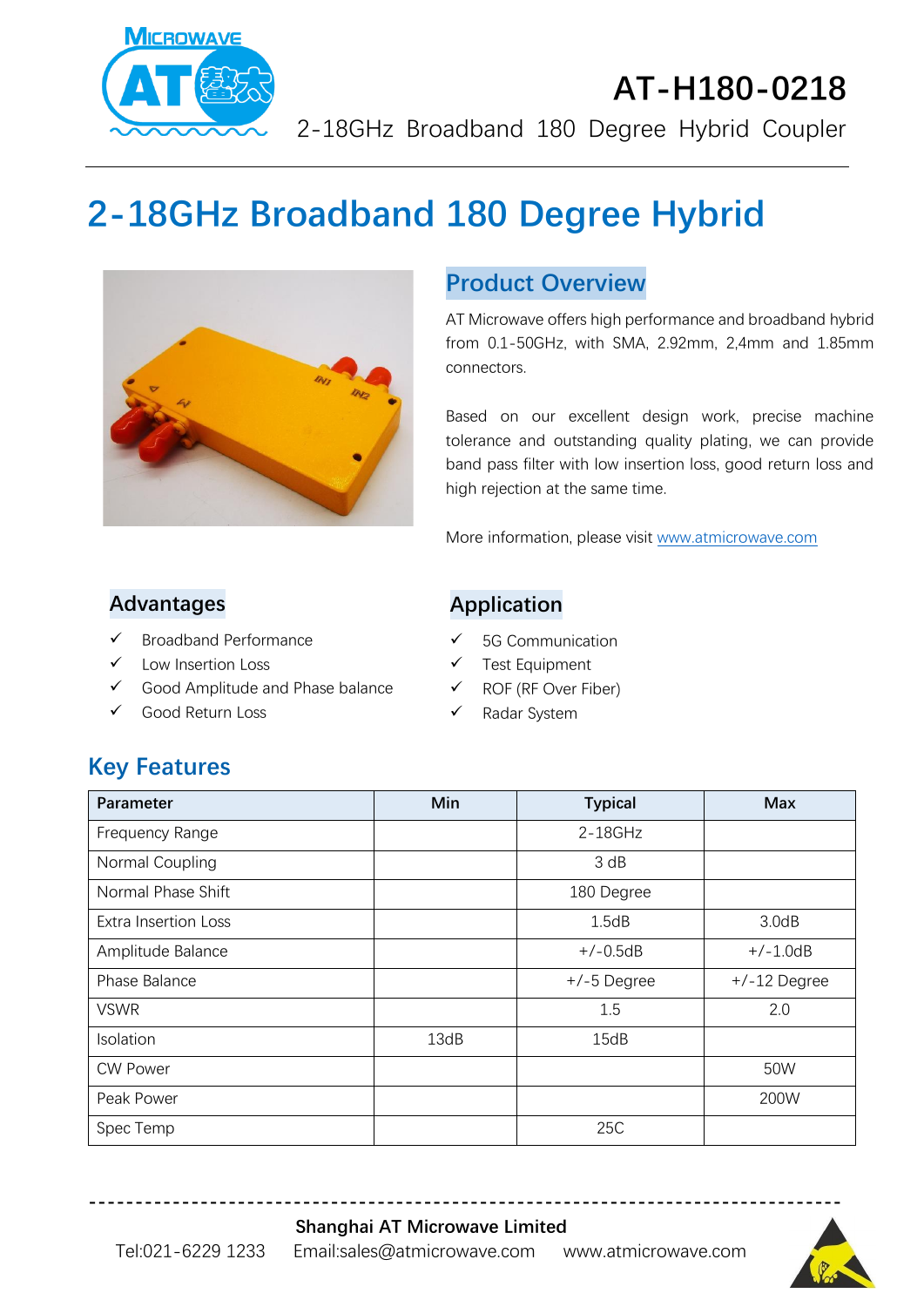# AT-H180-0218

2-18GHz Broadband 180 Degree Hybrid Coupler

## 2-18GHz Broadband 180 Degree Hybrid

### Product Overview

AT Microwave offers high performance and broadband hybrid from 0.1-50GHz, with SMA, 2.92mm, 2,4mm and 1.85mm connectors.

Based on our excellent design work, precise machine tolerance and outstanding quality plating, we can provide band pass filter with low insertion loss, good return loss and high rejection at the same time.

More information, please visit www.atmicrowave.com

### Advantages

- ✓ Broadband Performance
- ✓ Low Insertion Loss
- ✓ Good Amplitude and Phase balance
- ✓ Good Return Loss

### Application

- ✓ 5G Communication
- ✓ Test Equipment
- ✓ ROF (RF Over Fiber)
- ✓ Radar System

## Key Features

| Parameter | Min | Typical | Max |
|---|---|---|---|
| Frequency Range | | 2-18GHz | |
| Normal Coupling | | 3 dB | |
| Normal Phase Shift | | 180 Degree | |
| Extra Insertion Loss | | 1.5dB | 3.0dB |
| Amplitude Balance | | +/-0.5dB | +/-1.0dB |
| Phase Balance | | +/-5 Degree | +/-12 Degree |
| VSWR | | 1.5 | 2.0 |
| Isolation | 13dB | 15dB | |
| CW Power | | | 50W |
| Peak Power | | | 200W |
| Spec Temp | | 25C | |

**Shanghai AT Microwave Limited**

Tel:021-6229 1233 Email:sales@atmicrowave.com www.atmicrowave.com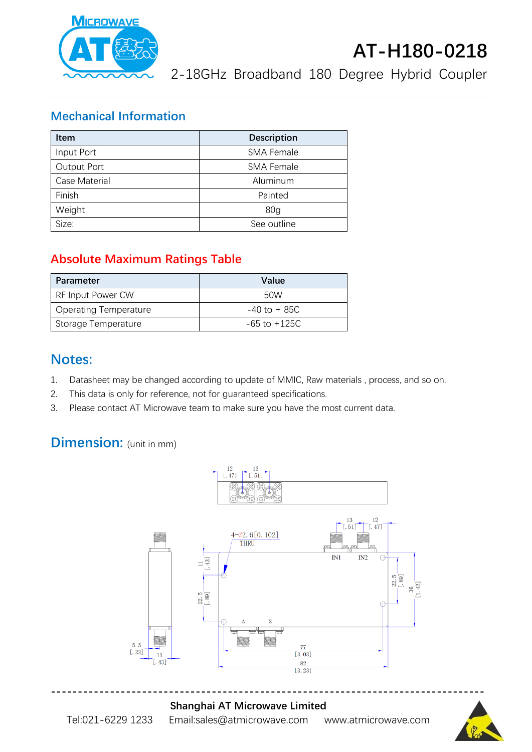## Mechanical Information

| Item | Description |
|---|---|
| Input Port | SMA Female |
| Output Port | SMA Female |
| Case Material | Aluminum |
| Finish | Painted |
| Weight | 80g |
| Size: | See outline |

## Absolute Maximum Ratings Table

| Parameter | Value |
|---|---|
| RF Input Power CW | 50W |
| Operating Temperature | -40 to + 85C |
| Storage Temperature | -65 to +125C |

## Notes:

1. Datasheet may be changed according to update of MMIC, Raw materials , process, and so on.
2. This data is only for reference, not for guaranteed specifications.
3. Please contact AT Microwave team to make sure you have the most current data.

## Dimension: (unit in mm)

12 [.47] 13 [.51]

13 [.51] 12 [.47]

4-⌀2.6[0.102] THRU

IN1 IN2

11 [.43]

22.5 [.89]

22.5 [.89]

36 [1.42]

Δ Σ

5.5 [.22]

11 [.43]

77 [3.03]

82 [3.23]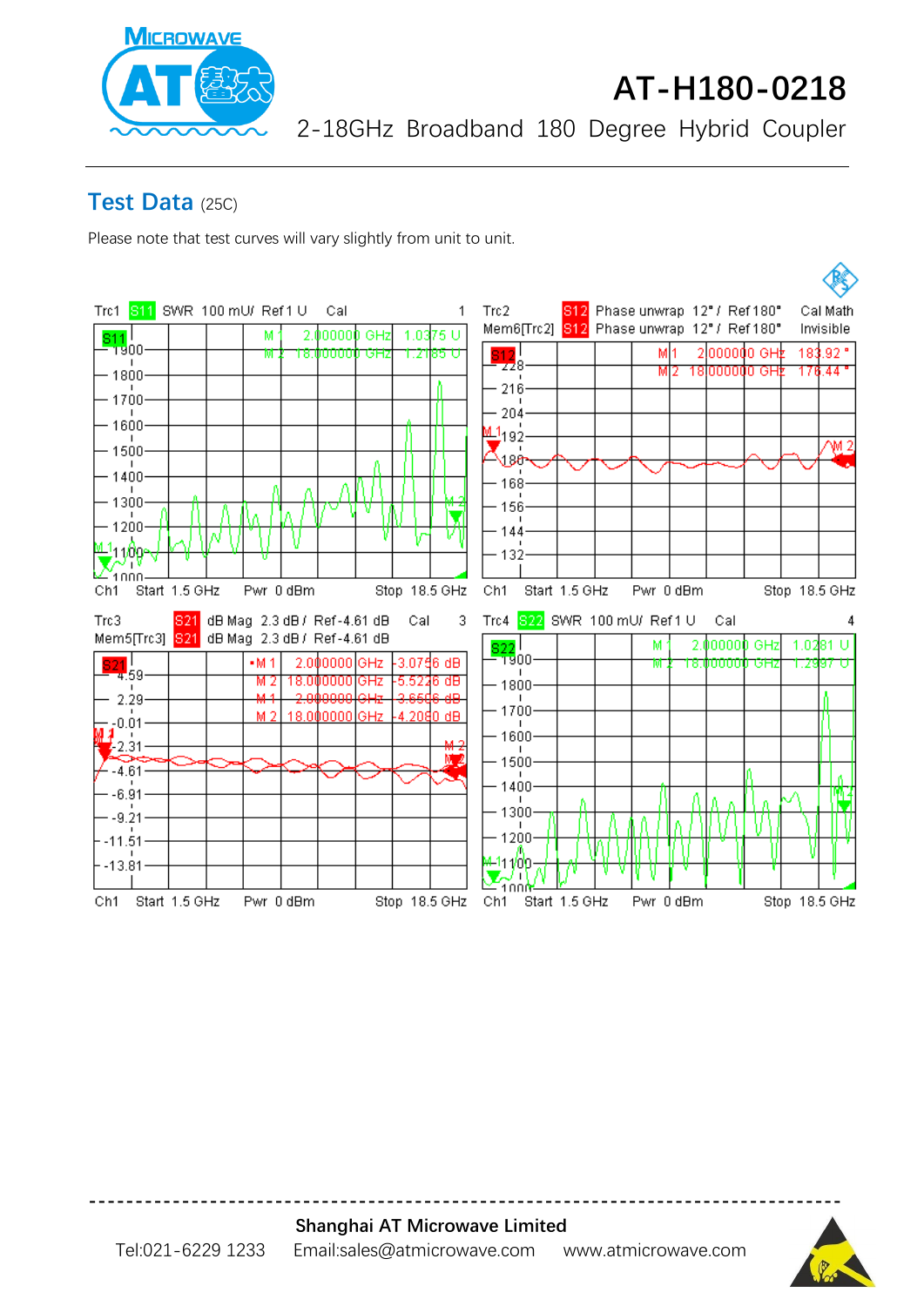# AT-H180-0218

2-18GHz Broadband 180 Degree Hybrid Coupler

## Test Data (25C)

Please note that test curves will vary slightly from unit to unit.

Trc1 S11 SWR 100 mU/ Ref 1 U Cal 1

M 1 2.000000 GHz 1.0375 U
M 2 18.000000 GHz 1.2185 U

1900, 1800, 1700, 1600, 1500, 1400, 1300, 1200, 1100, 1000

Ch1 Start 1.5 GHz Pwr 0 dBm Stop 18.5 GHz

Trc2 S12 Phase unwrap 12°/ Ref 180° Cal Math
Mem6[Trc2] S12 Phase unwrap 12°/ Ref 180° Invisible

M 1 2.000000 GHz 183.92 °
M 2 18.000000 GHz 176.44 °

228, 216, 204, 192, 180, 168, 156, 144, 132

Ch1 Start 1.5 GHz Pwr 0 dBm Stop 18.5 GHz

Trc3 S21 dB Mag 2.3 dB / Ref -4.61 dB Cal 3
Mem5[Trc3] S21 dB Mag 2.3 dB / Ref -4.61 dB

M 1 2.000000 GHz -3.0756 dB
M 2 18.000000 GHz -5.5226 dB
M 1 2.000000 GHz -3.6506 dB
M 2 18.000000 GHz -4.2060 dB

4.59, 2.29, -0.01, -2.31, -4.61, -6.91, -9.21, -11.51, -13.81

Ch1 Start 1.5 GHz Pwr 0 dBm Stop 18.5 GHz

Trc4 S22 SWR 100 mU/ Ref 1 U Cal 4

M 1 2.000000 GHz 1.0281 U
M 2 18.000000 GHz 1.2997 U

1900, 1800, 1700, 1600, 1500, 1400, 1300, 1200, 1100, 1000

Ch1 Start 1.5 GHz Pwr 0 dBm Stop 18.5 GHz

**Shanghai AT Microwave Limited**

Tel:021-6229 1233 Email:sales@atmicrowave.com www.atmicrowave.com